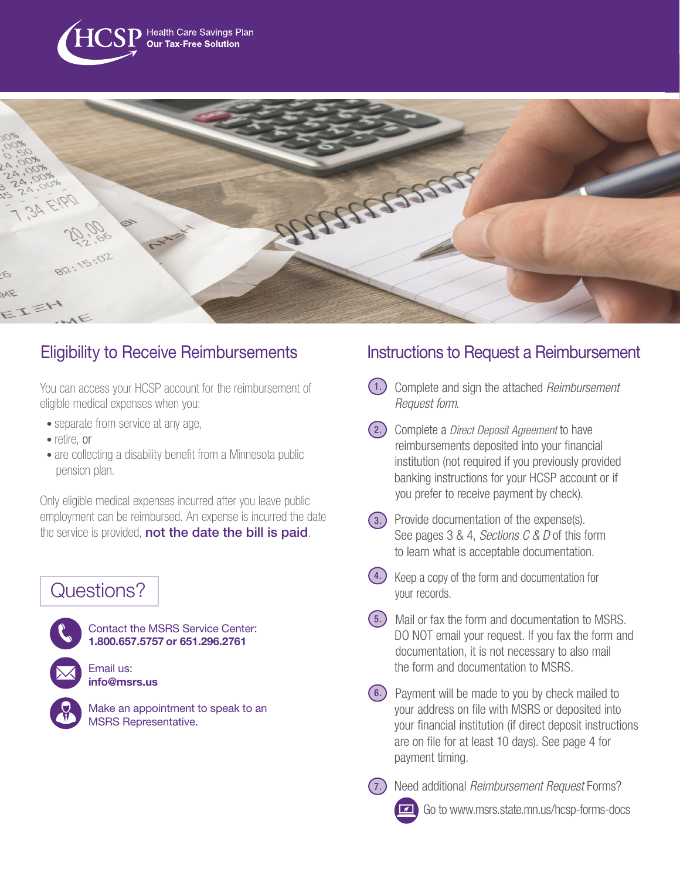# HCSP Health Care Savings Plan

**Our Tax-Free Solution**

## Eligibility to Receive Reimbursements

You can access your HCSP account for the reimbursement of eligible medical expenses when you:

- separate from service at any age,
- retire, or
- are collecting a disability benefit from a Minnesota public pension plan.

Only eligible medical expenses incurred after you leave public employment can be reimbursed. An expense is incurred the date the service is provided, **not the date the bill is paid**.

## Questions?

Contact the MSRS Service Center: **1.800.657.5757 or 651.296.2761**

Email us: **info@msrs.us**

Make an appointment to speak to an MSRS Representative.

## Instructions to Request a Reimbursement

1. Complete and sign the attached *Reimbursement Request form*.
2. Complete a *Direct Deposit Agreement* to have reimbursements deposited into your financial institution (not required if you previously provided banking instructions for your HCSP account or if you prefer to receive payment by check).
3. Provide documentation of the expense(s). See pages 3 & 4, *Sections C & D* of this form to learn what is acceptable documentation.
4. Keep a copy of the form and documentation for your records.
5. Mail or fax the form and documentation to MSRS. DO NOT email your request. If you fax the form and documentation, it is not necessary to also mail the form and documentation to MSRS.
6. Payment will be made to you by check mailed to your address on file with MSRS or deposited into your financial institution (if direct deposit instructions are on file for at least 10 days). See page 4 for payment timing.
7. Need additional *Reimbursement Request* Forms?

   Go to www.msrs.state.mn.us/hcsp-forms-docs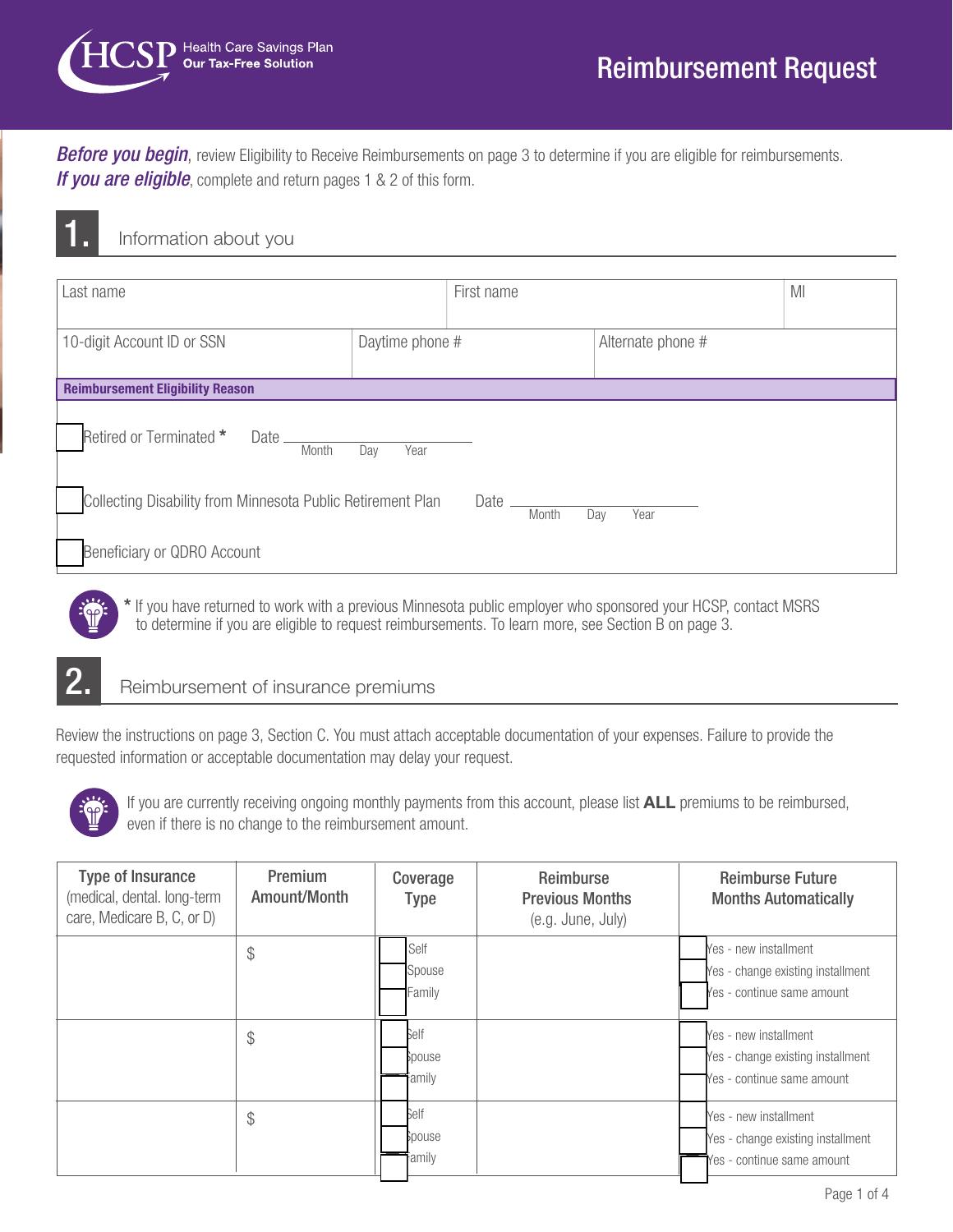# Reimbursement Request

HCSP Health Care Savings Plan — Our Tax-Free Solution

***Before you begin***, review Eligibility to Receive Reimbursements on page 3 to determine if you are eligible for reimbursements.
***If you are eligible***, complete and return pages 1 & 2 of this form.

## 1. Information about you

| Last name | | First name | MI |
|---|---|---|---|
| 10-digit Account ID or SSN | Daytime phone # | Alternate phone # | |

**Reimbursement Eligibility Reason**

☐ Retired or Terminated * Date ______ (Month Day Year)

☐ Collecting Disability from Minnesota Public Retirement Plan Date ______ (Month Day Year)

☐ Beneficiary or QDRO Account

* If you have returned to work with a previous Minnesota public employer who sponsored your HCSP, contact MSRS to determine if you are eligible to request reimbursements. To learn more, see Section B on page 3.

## 2. Reimbursement of insurance premiums

Review the instructions on page 3, Section C. You must attach acceptable documentation of your expenses. Failure to provide the requested information or acceptable documentation may delay your request.

If you are currently receiving ongoing monthly payments from this account, please list **ALL** premiums to be reimbursed, even if there is no change to the reimbursement amount.

| Type of Insurance (medical, dental. long-term care, Medicare B, C, or D) | Premium Amount/Month | Coverage Type | Reimburse Previous Months (e.g. June, July) | Reimburse Future Months Automatically |
|---|---|---|---|---|
| | $ | ☐ Self<br>☐ Spouse<br>☐ Family | | ☐ Yes - new installment<br>☐ Yes - change existing installment<br>☐ Yes - continue same amount |
| | $ | ☐ Self<br>☐ Spouse<br>☐ Family | | ☐ Yes - new installment<br>☐ Yes - change existing installment<br>☐ Yes - continue same amount |
| | $ | ☐ Self<br>☐ Spouse<br>☐ Family | | ☐ Yes - new installment<br>☐ Yes - change existing installment<br>☐ Yes - continue same amount |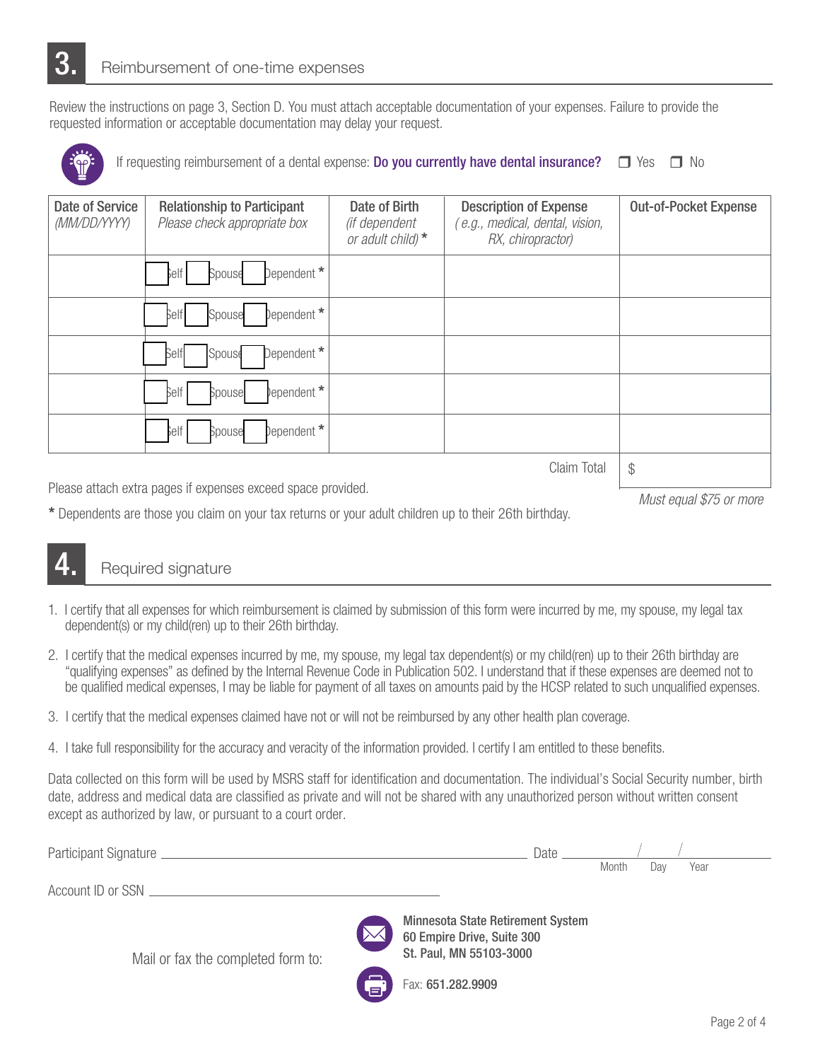## 3. Reimbursement of one-time expenses

Review the instructions on page 3, Section D. You must attach acceptable documentation of your expenses. Failure to provide the requested information or acceptable documentation may delay your request.

If requesting reimbursement of a dental expense: **Do you currently have dental insurance?** ☐ Yes ☐ No

| Date of Service *(MM/DD/YYYY)* | Relationship to Participant *Please check appropriate box* | Date of Birth *(if dependent or adult child)* * | Description of Expense *( e.g., medical, dental, vision, RX, chiropractor)* | Out-of-Pocket Expense |
|---|---|---|---|---|
| | ☐ Self ☐ Spouse ☐ Dependent * | | | |
| | ☐ Self ☐ Spouse ☐ Dependent * | | | |
| | ☐ Self ☐ Spouse ☐ Dependent * | | | |
| | ☐ Self ☐ Spouse ☐ Dependent * | | | |
| | ☐ Self ☐ Spouse ☐ Dependent * | | | |
| | | | Claim Total | $ |

*Must equal $75 or more*

Please attach extra pages if expenses exceed space provided.

* Dependents are those you claim on your tax returns or your adult children up to their 26th birthday.

## 4. Required signature

1. I certify that all expenses for which reimbursement is claimed by submission of this form were incurred by me, my spouse, my legal tax dependent(s) or my child(ren) up to their 26th birthday.
2. I certify that the medical expenses incurred by me, my spouse, my legal tax dependent(s) or my child(ren) up to their 26th birthday are "qualifying expenses" as defined by the Internal Revenue Code in Publication 502. I understand that if these expenses are deemed not to be qualified medical expenses, I may be liable for payment of all taxes on amounts paid by the HCSP related to such unqualified expenses.
3. I certify that the medical expenses claimed have not or will not be reimbursed by any other health plan coverage.
4. I take full responsibility for the accuracy and veracity of the information provided. I certify I am entitled to these benefits.

Data collected on this form will be used by MSRS staff for identification and documentation. The individual's Social Security number, birth date, address and medical data are classified as private and will not be shared with any unauthorized person without written consent except as authorized by law, or pursuant to a court order.

Participant Signature ______________________________ Date _____ / _____ / _____
Month Day Year

Account ID or SSN ______________________________

Mail or fax the completed form to:

**Minnesota State Retirement System**
**60 Empire Drive, Suite 300**
**St. Paul, MN 55103-3000**

Fax: **651.282.9909**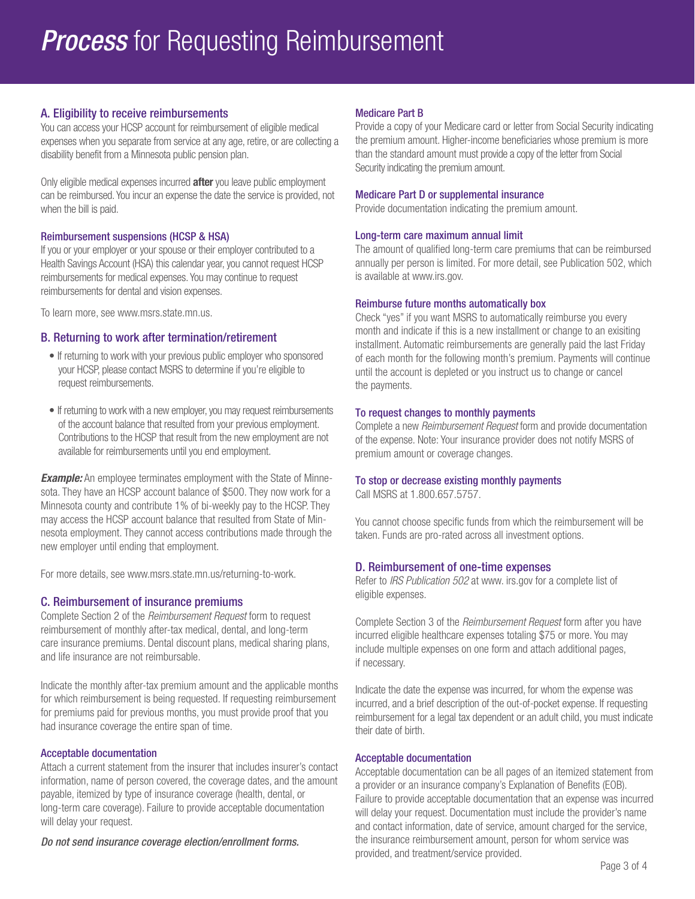# *Process* for Requesting Reimbursement

## A. Eligibility to receive reimbursements

You can access your HCSP account for reimbursement of eligible medical expenses when you separate from service at any age, retire, or are collecting a disability benefit from a Minnesota public pension plan.

Only eligible medical expenses incurred **after** you leave public employment can be reimbursed. You incur an expense the date the service is provided, not when the bill is paid.

### Reimbursement suspensions (HCSP & HSA)

If you or your employer or your spouse or their employer contributed to a Health Savings Account (HSA) this calendar year, you cannot request HCSP reimbursements for medical expenses. You may continue to request reimbursements for dental and vision expenses.

To learn more, see www.msrs.state.mn.us.

## B. Returning to work after termination/retirement

- If returning to work with your previous public employer who sponsored your HCSP, please contact MSRS to determine if you're eligible to request reimbursements.
- If returning to work with a new employer, you may request reimbursements of the account balance that resulted from your previous employment. Contributions to the HCSP that result from the new employment are not available for reimbursements until you end employment.

***Example:*** An employee terminates employment with the State of Minnesota. They have an HCSP account balance of $500. They now work for a Minnesota county and contribute 1% of bi-weekly pay to the HCSP. They may access the HCSP account balance that resulted from State of Minnesota employment. They cannot access contributions made through the new employer until ending that employment.

For more details, see www.msrs.state.mn.us/returning-to-work.

## C. Reimbursement of insurance premiums

Complete Section 2 of the *Reimbursement Request* form to request reimbursement of monthly after-tax medical, dental, and long-term care insurance premiums. Dental discount plans, medical sharing plans, and life insurance are not reimbursable.

Indicate the monthly after-tax premium amount and the applicable months for which reimbursement is being requested. If requesting reimbursement for premiums paid for previous months, you must provide proof that you had insurance coverage the entire span of time.

### Acceptable documentation

Attach a current statement from the insurer that includes insurer's contact information, name of person covered, the coverage dates, and the amount payable, itemized by type of insurance coverage (health, dental, or long-term care coverage). Failure to provide acceptable documentation will delay your request.

*Do not send insurance coverage election/enrollment forms.*

### Medicare Part B

Provide a copy of your Medicare card or letter from Social Security indicating the premium amount. Higher-income beneficiaries whose premium is more than the standard amount must provide a copy of the letter from Social Security indicating the premium amount.

### Medicare Part D or supplemental insurance

Provide documentation indicating the premium amount.

### Long-term care maximum annual limit

The amount of qualified long-term care premiums that can be reimbursed annually per person is limited. For more detail, see Publication 502, which is available at www.irs.gov.

### Reimburse future months automatically box

Check "yes" if you want MSRS to automatically reimburse you every month and indicate if this is a new installment or change to an exisiting installment. Automatic reimbursements are generally paid the last Friday of each month for the following month's premium. Payments will continue until the account is depleted or you instruct us to change or cancel the payments.

### To request changes to monthly payments

Complete a new *Reimbursement Request* form and provide documentation of the expense. Note: Your insurance provider does not notify MSRS of premium amount or coverage changes.

### To stop or decrease existing monthly payments

Call MSRS at 1.800.657.5757.

You cannot choose specific funds from which the reimbursement will be taken. Funds are pro-rated across all investment options.

## D. Reimbursement of one-time expenses

Refer to *IRS Publication 502* at www. irs.gov for a complete list of eligible expenses.

Complete Section 3 of the *Reimbursement Request* form after you have incurred eligible healthcare expenses totaling $75 or more. You may include multiple expenses on one form and attach additional pages, if necessary.

Indicate the date the expense was incurred, for whom the expense was incurred, and a brief description of the out-of-pocket expense. If requesting reimbursement for a legal tax dependent or an adult child, you must indicate their date of birth.

### Acceptable documentation

Acceptable documentation can be all pages of an itemized statement from a provider or an insurance company's Explanation of Benefits (EOB). Failure to provide acceptable documentation that an expense was incurred will delay your request. Documentation must include the provider's name and contact information, date of service, amount charged for the service, the insurance reimbursement amount, person for whom service was provided, and treatment/service provided.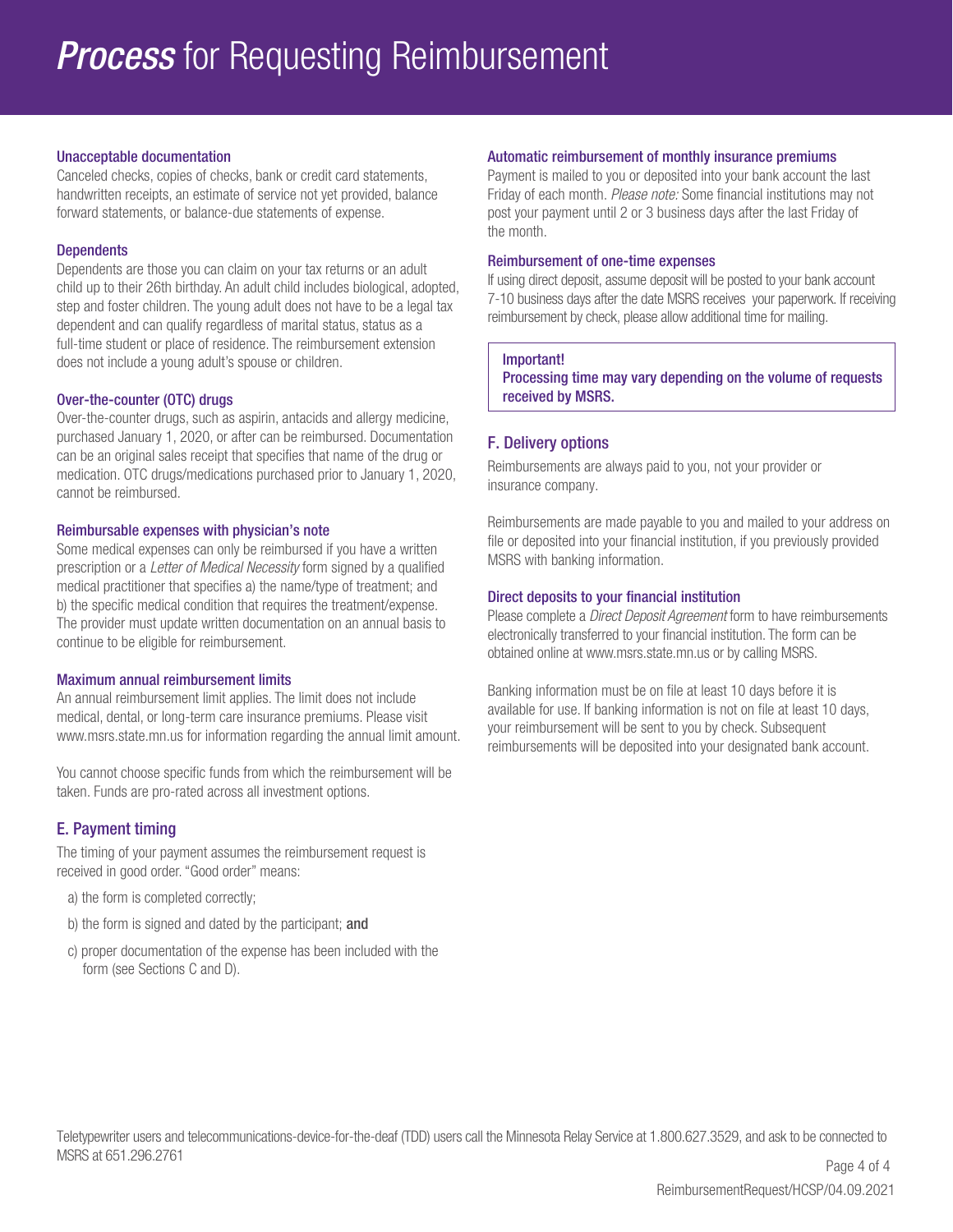# *Process* for Requesting Reimbursement

### Unacceptable documentation

Canceled checks, copies of checks, bank or credit card statements, handwritten receipts, an estimate of service not yet provided, balance forward statements, or balance-due statements of expense.

### Dependents

Dependents are those you can claim on your tax returns or an adult child up to their 26th birthday. An adult child includes biological, adopted, step and foster children. The young adult does not have to be a legal tax dependent and can qualify regardless of marital status, status as a full-time student or place of residence. The reimbursement extension does not include a young adult's spouse or children.

### Over-the-counter (OTC) drugs

Over-the-counter drugs, such as aspirin, antacids and allergy medicine, purchased January 1, 2020, or after can be reimbursed. Documentation can be an original sales receipt that specifies that name of the drug or medication. OTC drugs/medications purchased prior to January 1, 2020, cannot be reimbursed.

### Reimbursable expenses with physician's note

Some medical expenses can only be reimbursed if you have a written prescription or a *Letter of Medical Necessity* form signed by a qualified medical practitioner that specifies a) the name/type of treatment; and b) the specific medical condition that requires the treatment/expense. The provider must update written documentation on an annual basis to continue to be eligible for reimbursement.

### Maximum annual reimbursement limits

An annual reimbursement limit applies. The limit does not include medical, dental, or long-term care insurance premiums. Please visit www.msrs.state.mn.us for information regarding the annual limit amount.

You cannot choose specific funds from which the reimbursement will be taken. Funds are pro-rated across all investment options.

## E. Payment timing

The timing of your payment assumes the reimbursement request is received in good order. "Good order" means:

a) the form is completed correctly;

b) the form is signed and dated by the participant; **and**

c) proper documentation of the expense has been included with the form (see Sections C and D).

### Automatic reimbursement of monthly insurance premiums

Payment is mailed to you or deposited into your bank account the last Friday of each month. *Please note:* Some financial institutions may not post your payment until 2 or 3 business days after the last Friday of the month.

### Reimbursement of one-time expenses

If using direct deposit, assume deposit will be posted to your bank account 7-10 business days after the date MSRS receives your paperwork. If receiving reimbursement by check, please allow additional time for mailing.

> **Important!**
> **Processing time may vary depending on the volume of requests received by MSRS.**

## F. Delivery options

Reimbursements are always paid to you, not your provider or insurance company.

Reimbursements are made payable to you and mailed to your address on file or deposited into your financial institution, if you previously provided MSRS with banking information.

### Direct deposits to your financial institution

Please complete a *Direct Deposit Agreement* form to have reimbursements electronically transferred to your financial institution. The form can be obtained online at www.msrs.state.mn.us or by calling MSRS.

Banking information must be on file at least 10 days before it is available for use. If banking information is not on file at least 10 days, your reimbursement will be sent to you by check. Subsequent reimbursements will be deposited into your designated bank account.

Teletypewriter users and telecommunications-device-for-the-deaf (TDD) users call the Minnesota Relay Service at 1.800.627.3529, and ask to be connected to MSRS at 651.296.2761

ReimbursementRequest/HCSP/04.09.2021